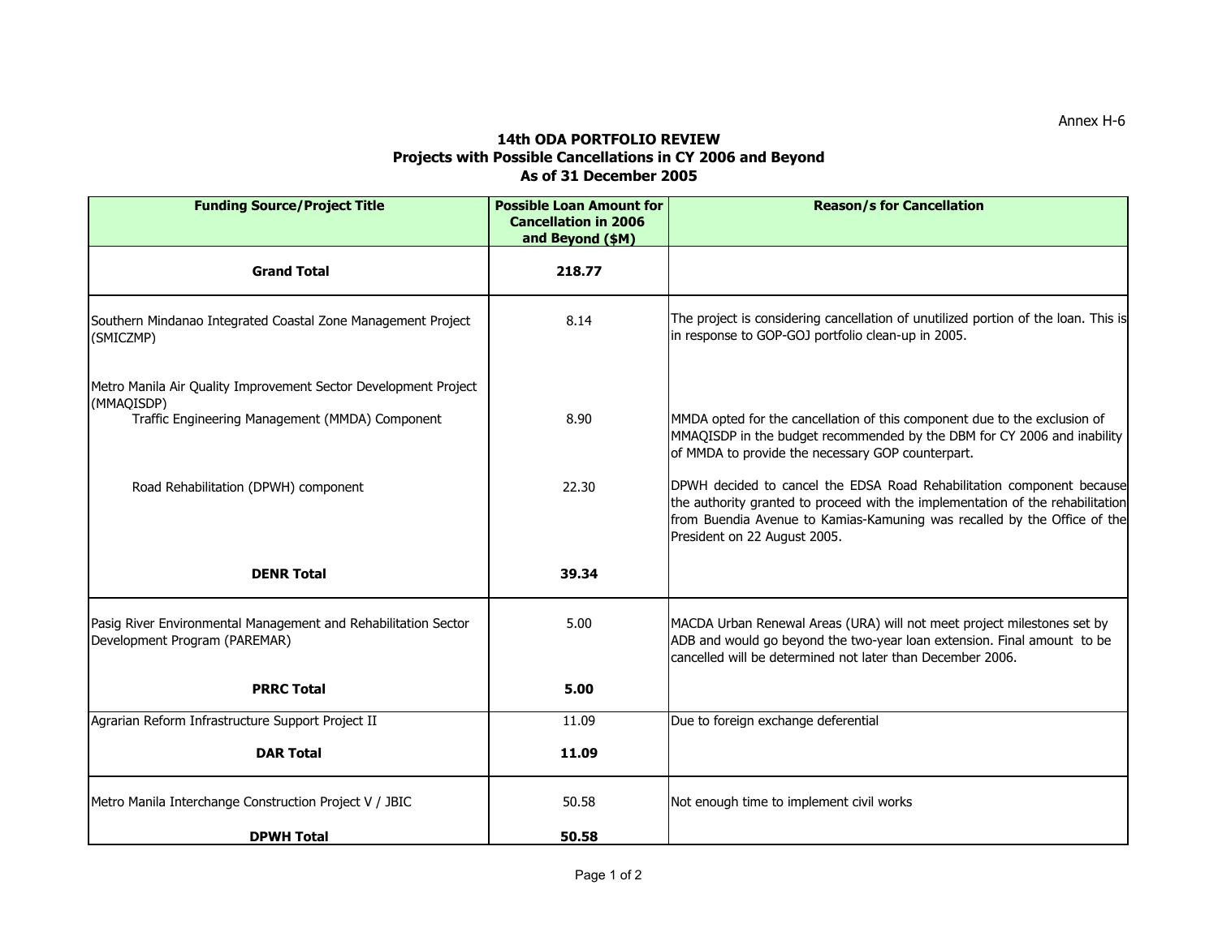Annex H-6

## 14th ODA PORTFOLIO REVIEW
## Projects with Possible Cancellations in CY 2006 and Beyond
## As of 31 December 2005

| Funding Source/Project Title | Possible Loan Amount for Cancellation in 2006 and Beyond ($M) | Reason/s for Cancellation |
|---|---|---|
| **Grand Total** | **218.77** | |
| Southern Mindanao Integrated Coastal Zone Management Project (SMICZMP) | 8.14 | The project is considering cancellation of unutilized portion of the loan. This is in response to GOP-GOJ portfolio clean-up in 2005. |
| Metro Manila Air Quality Improvement Sector Development Project (MMAQISDP) | | |
| Traffic Engineering Management (MMDA) Component | 8.90 | MMDA opted for the cancellation of this component due to the exclusion of MMAQISDP in the budget recommended by the DBM for CY 2006 and inability of MMDA to provide the necessary GOP counterpart. |
| Road Rehabilitation (DPWH) component | 22.30 | DPWH decided to cancel the EDSA Road Rehabilitation component because the authority granted to proceed with the implementation of the rehabilitation from Buendia Avenue to Kamias-Kamuning was recalled by the Office of the President on 22 August 2005. |
| **DENR Total** | **39.34** | |
| Pasig River Environmental Management and Rehabilitation Sector Development Program (PAREMAR) | 5.00 | MACDA Urban Renewal Areas (URA) will not meet project milestones set by ADB and would go beyond the two-year loan extension. Final amount to be cancelled will be determined not later than December 2006. |
| **PRRC Total** | **5.00** | |
| Agrarian Reform Infrastructure Support Project II | 11.09 | Due to foreign exchange deferential |
| **DAR Total** | **11.09** | |
| Metro Manila Interchange Construction Project V / JBIC | 50.58 | Not enough time to implement civil works |
| **DPWH Total** | **50.58** | |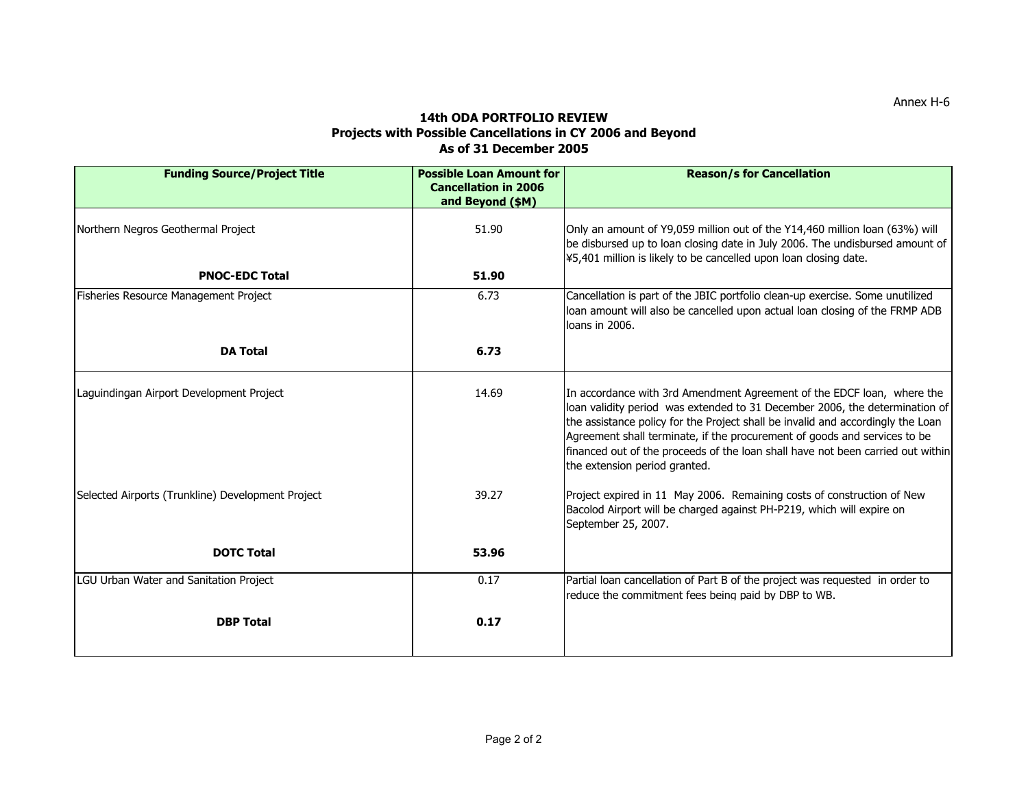Annex H-6

# 14th ODA PORTFOLIO REVIEW
## Projects with Possible Cancellations in CY 2006 and Beyond
### As of 31 December 2005

| Funding Source/Project Title | Possible Loan Amount for Cancellation in 2006 and Beyond ($M) | Reason/s for Cancellation |
|---|---|---|
| Northern Negros Geothermal Project | 51.90 | Only an amount of Y9,059 million out of the Y14,460 million loan (63%) will be disbursed up to loan closing date in July 2006. The undisbursed amount of ¥5,401 million is likely to be cancelled upon loan closing date. |
| **PNOC-EDC Total** | **51.90** | |
| Fisheries Resource Management Project | 6.73 | Cancellation is part of the JBIC portfolio clean-up exercise. Some unutilized loan amount will also be cancelled upon actual loan closing of the FRMP ADB loans in 2006. |
| **DA Total** | **6.73** | |
| Laguindingan Airport Development Project | 14.69 | In accordance with 3rd Amendment Agreement of the EDCF loan, where the loan validity period was extended to 31 December 2006, the determination of the assistance policy for the Project shall be invalid and accordingly the Loan Agreement shall terminate, if the procurement of goods and services to be financed out of the proceeds of the loan shall have not been carried out within the extension period granted. |
| Selected Airports (Trunkline) Development Project | 39.27 | Project expired in 11 May 2006. Remaining costs of construction of New Bacolod Airport will be charged against PH-P219, which will expire on September 25, 2007. |
| **DOTC Total** | **53.96** | |
| LGU Urban Water and Sanitation Project | 0.17 | Partial loan cancellation of Part B of the project was requested in order to reduce the commitment fees being paid by DBP to WB. |
| **DBP Total** | **0.17** | |